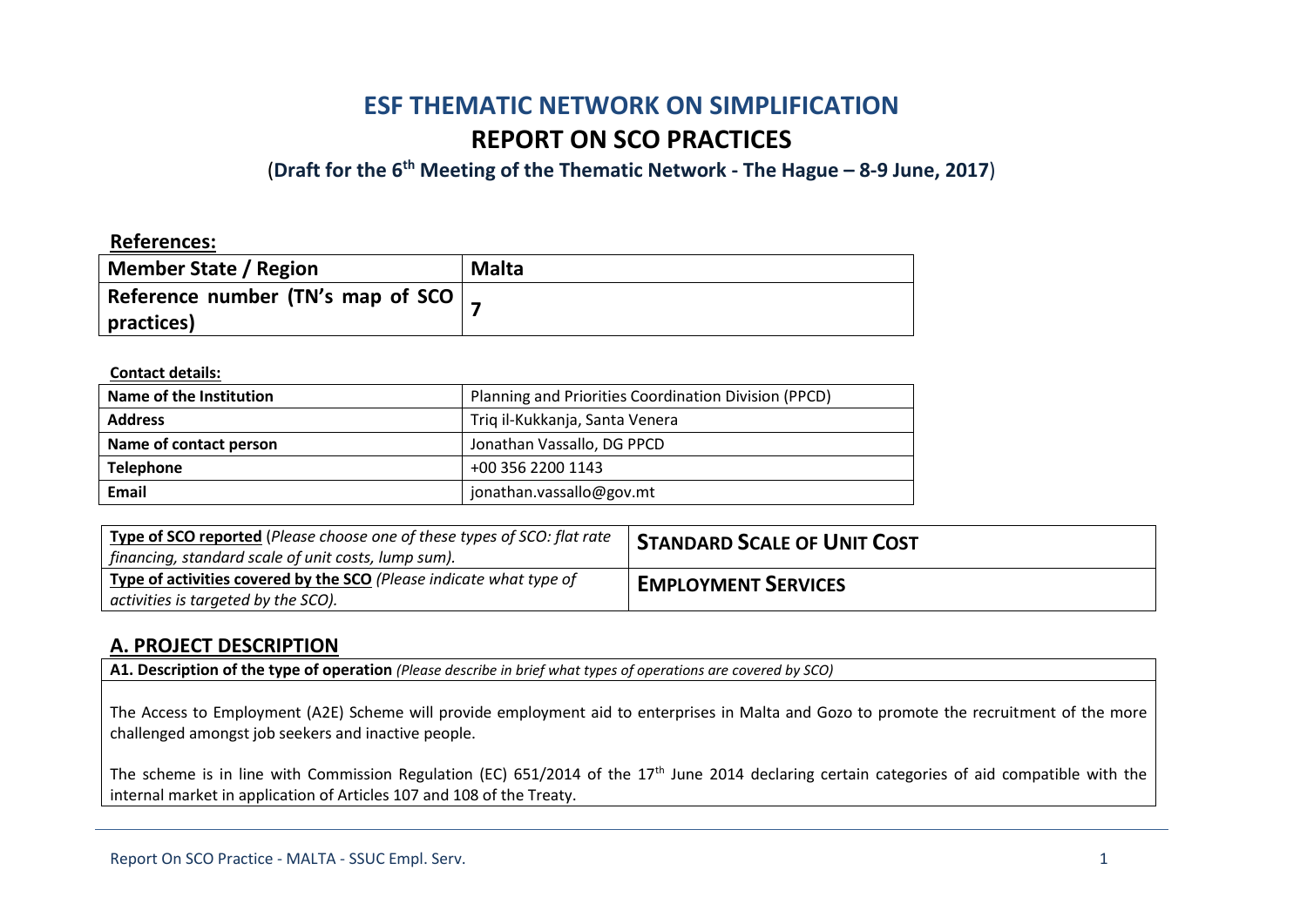# ESF THEMATIC NETWORK ON SIMPLIFICATION

## REPORT ON SCO PRACTICES

(**Draft for the 6th Meeting of the Thematic Network - The Hague – 8-9 June, 2017**)

**References:**

| Member State / Region | Malta |
|---|---|
| Reference number (TN's map of SCO practices) | 7 |

**Contact details:**

| Name of the Institution | Planning and Priorities Coordination Division (PPCD) |
|---|---|
| Address | Triq il-Kukkanja, Santa Venera |
| Name of contact person | Jonathan Vassallo, DG PPCD |
| Telephone | +00 356 2200 1143 |
| Email | jonathan.vassallo@gov.mt |

| **Type of SCO reported** (*Please choose one of these types of SCO: flat rate financing, standard scale of unit costs, lump sum).* | **STANDARD SCALE OF UNIT COST** |
|---|---|
| **Type of activities covered by the SCO** *(Please indicate what type of activities is targeted by the SCO).* | **EMPLOYMENT SERVICES** |

## A. PROJECT DESCRIPTION

**A1. Description of the type of operation** *(Please describe in brief what types of operations are covered by SCO)*

The Access to Employment (A2E) Scheme will provide employment aid to enterprises in Malta and Gozo to promote the recruitment of the more challenged amongst job seekers and inactive people.

The scheme is in line with Commission Regulation (EC) 651/2014 of the 17th June 2014 declaring certain categories of aid compatible with the internal market in application of Articles 107 and 108 of the Treaty.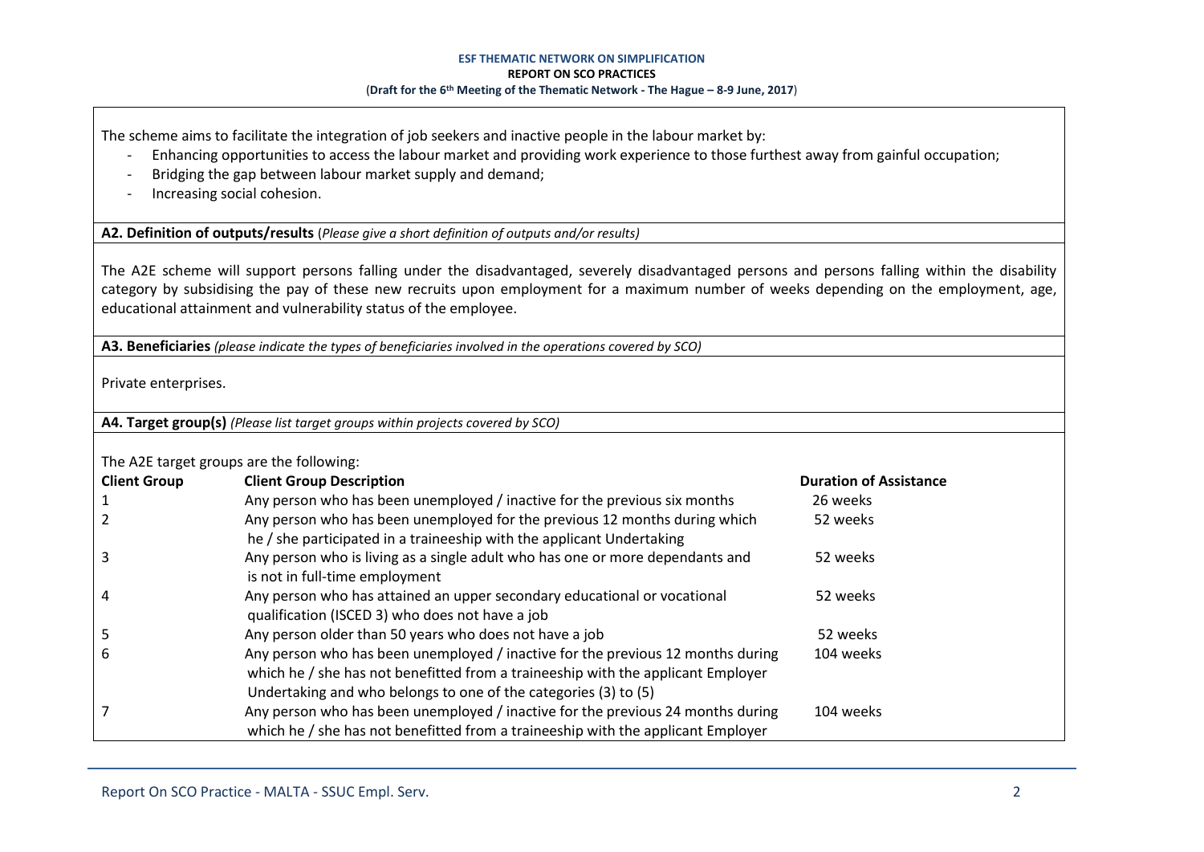The scheme aims to facilitate the integration of job seekers and inactive people in the labour market by:

- Enhancing opportunities to access the labour market and providing work experience to those furthest away from gainful occupation;
- Bridging the gap between labour market supply and demand;
- Increasing social cohesion.

**A2. Definition of outputs/results** (*Please give a short definition of outputs and/or results)*

The A2E scheme will support persons falling under the disadvantaged, severely disadvantaged persons and persons falling within the disability category by subsidising the pay of these new recruits upon employment for a maximum number of weeks depending on the employment, age, educational attainment and vulnerability status of the employee.

**A3. Beneficiaries** *(please indicate the types of beneficiaries involved in the operations covered by SCO)*

Private enterprises.

**A4. Target group(s)** *(Please list target groups within projects covered by SCO)*

The A2E target groups are the following:

| Client Group | Client Group Description | Duration of Assistance |
|---|---|---|
| 1 | Any person who has been unemployed / inactive for the previous six months | 26 weeks |
| 2 | Any person who has been unemployed for the previous 12 months during which he / she participated in a traineeship with the applicant Undertaking | 52 weeks |
| 3 | Any person who is living as a single adult who has one or more dependants and is not in full-time employment | 52 weeks |
| 4 | Any person who has attained an upper secondary educational or vocational qualification (ISCED 3) who does not have a job | 52 weeks |
| 5 | Any person older than 50 years who does not have a job | 52 weeks |
| 6 | Any person who has been unemployed / inactive for the previous 12 months during which he / she has not benefitted from a traineeship with the applicant Employer Undertaking and who belongs to one of the categories (3) to (5) | 104 weeks |
| 7 | Any person who has been unemployed / inactive for the previous 24 months during which he / she has not benefitted from a traineeship with the applicant Employer | 104 weeks |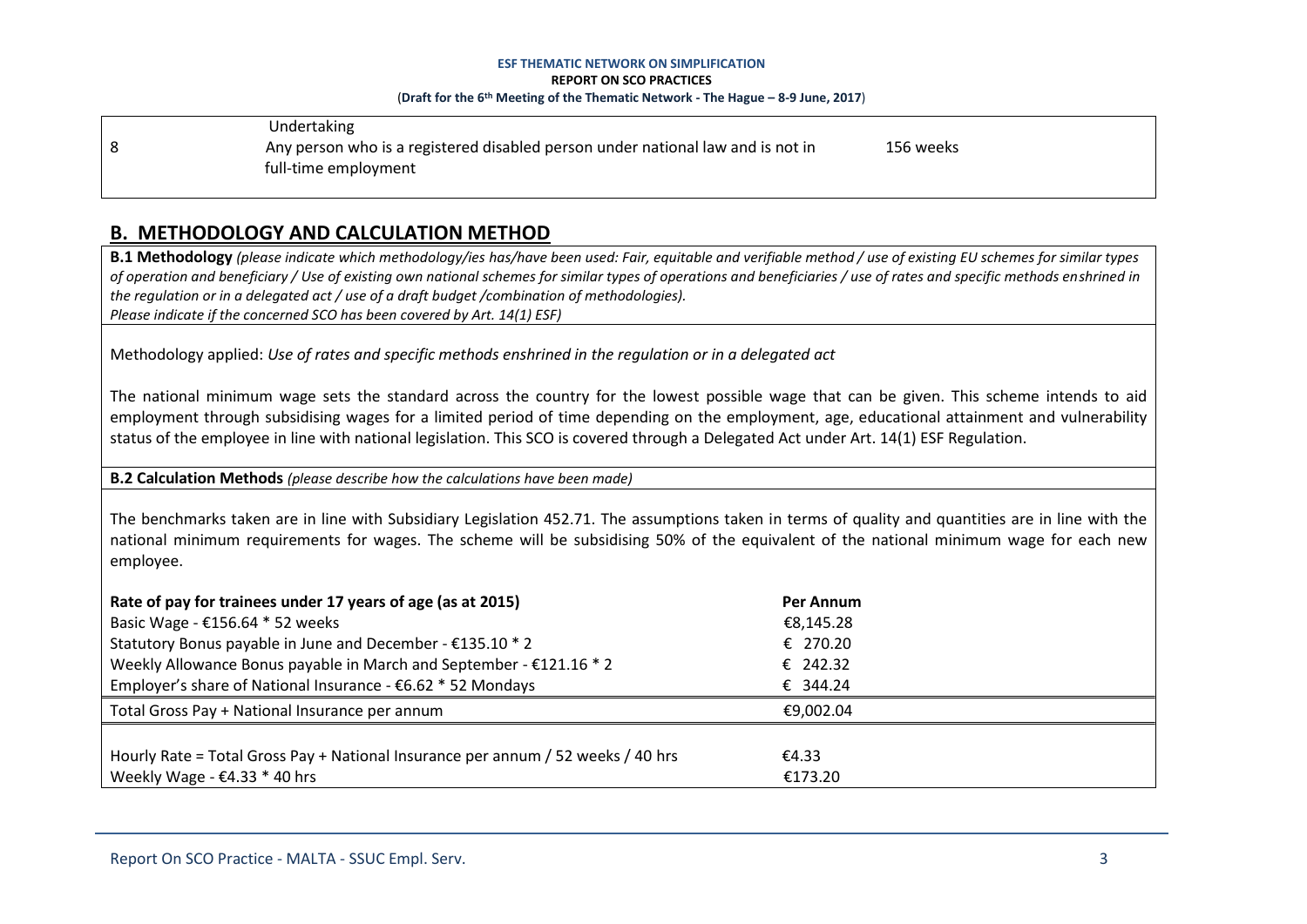| | | |
|---|---|---|
| | Undertaking | |
| 8 | Any person who is a registered disabled person under national law and is not in full-time employment | 156 weeks |

## B. METHODOLOGY AND CALCULATION METHOD

**B.1 Methodology** *(please indicate which methodology/ies has/have been used: Fair, equitable and verifiable method / use of existing EU schemes for similar types of operation and beneficiary / Use of existing own national schemes for similar types of operations and beneficiaries / use of rates and specific methods enshrined in the regulation or in a delegated act / use of a draft budget /combination of methodologies).*
*Please indicate if the concerned SCO has been covered by Art. 14(1) ESF)*

Methodology applied: *Use of rates and specific methods enshrined in the regulation or in a delegated act*

The national minimum wage sets the standard across the country for the lowest possible wage that can be given. This scheme intends to aid employment through subsidising wages for a limited period of time depending on the employment, age, educational attainment and vulnerability status of the employee in line with national legislation. This SCO is covered through a Delegated Act under Art. 14(1) ESF Regulation.

**B.2 Calculation Methods** *(please describe how the calculations have been made)*

The benchmarks taken are in line with Subsidiary Legislation 452.71. The assumptions taken in terms of quality and quantities are in line with the national minimum requirements for wages. The scheme will be subsidising 50% of the equivalent of the national minimum wage for each new employee.

| **Rate of pay for trainees under 17 years of age (as at 2015)** | **Per Annum** |
|---|---|
| Basic Wage - €156.64 * 52 weeks | €8,145.28 |
| Statutory Bonus payable in June and December - €135.10 * 2 | € 270.20 |
| Weekly Allowance Bonus payable in March and September - €121.16 * 2 | € 242.32 |
| Employer's share of National Insurance - €6.62 * 52 Mondays | € 344.24 |
| Total Gross Pay + National Insurance per annum | €9,002.04 |
| Hourly Rate = Total Gross Pay + National Insurance per annum / 52 weeks / 40 hrs | €4.33 |
| Weekly Wage - €4.33 * 40 hrs | €173.20 |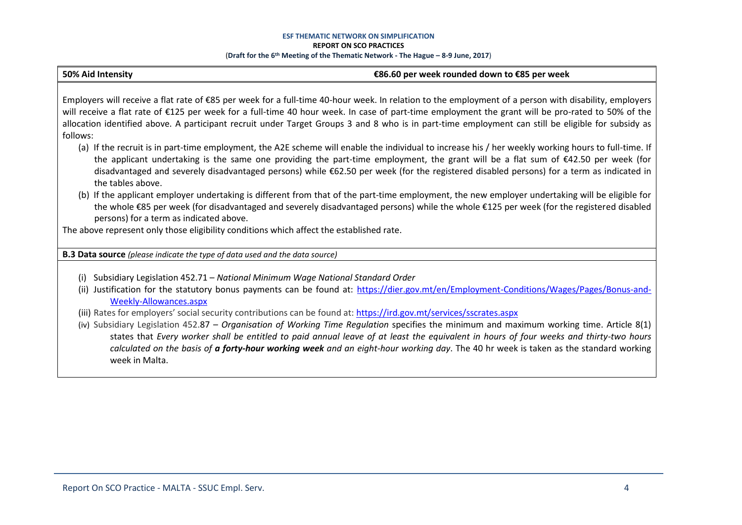| **50% Aid Intensity** | **€86.60 per week rounded down to €85 per week** |
|---|---|

Employers will receive a flat rate of €85 per week for a full-time 40-hour week. In relation to the employment of a person with disability, employers will receive a flat rate of €125 per week for a full-time 40 hour week. In case of part-time employment the grant will be pro-rated to 50% of the allocation identified above. A participant recruit under Target Groups 3 and 8 who is in part-time employment can still be eligible for subsidy as follows:

(a) If the recruit is in part-time employment, the A2E scheme will enable the individual to increase his / her weekly working hours to full-time. If the applicant undertaking is the same one providing the part-time employment, the grant will be a flat sum of €42.50 per week (for disadvantaged and severely disadvantaged persons) while €62.50 per week (for the registered disabled persons) for a term as indicated in the tables above.

(b) If the applicant employer undertaking is different from that of the part-time employment, the new employer undertaking will be eligible for the whole €85 per week (for disadvantaged and severely disadvantaged persons) while the whole €125 per week (for the registered disabled persons) for a term as indicated above.

The above represent only those eligibility conditions which affect the established rate.

**B.3 Data source** *(please indicate the type of data used and the data source)*

(i) Subsidiary Legislation 452.71 – *National Minimum Wage National Standard Order*

(ii) Justification for the statutory bonus payments can be found at: https://dier.gov.mt/en/Employment-Conditions/Wages/Pages/Bonus-and-Weekly-Allowances.aspx

(iii) Rates for employers' social security contributions can be found at: https://ird.gov.mt/services/sscrates.aspx

(iv) Subsidiary Legislation 452.87 – *Organisation of Working Time Regulation* specifies the minimum and maximum working time. Article 8(1) states that *Every worker shall be entitled to paid annual leave of at least the equivalent in hours of four weeks and thirty-two hours calculated on the basis of* ***a forty-hour working week*** *and an eight-hour working day*. The 40 hr week is taken as the standard working week in Malta.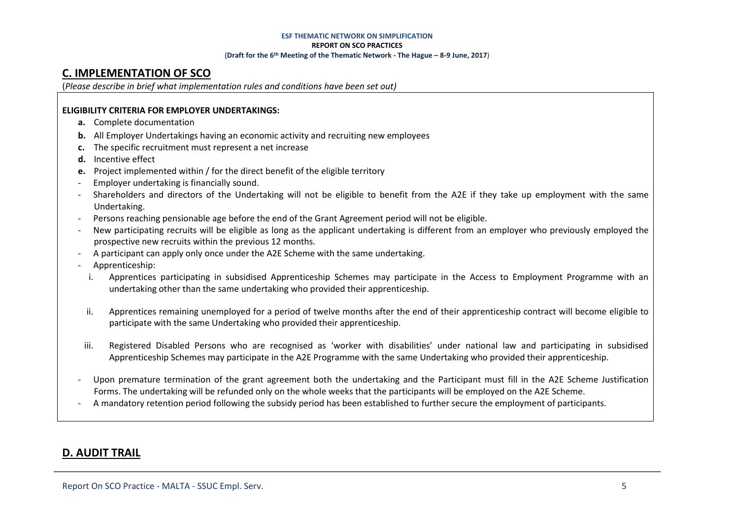## C. IMPLEMENTATION OF SCO

(*Please describe in brief what implementation rules and conditions have been set out)*

**ELIGIBILITY CRITERIA FOR EMPLOYER UNDERTAKINGS:**

- **a.** Complete documentation
- **b.** All Employer Undertakings having an economic activity and recruiting new employees
- **c.** The specific recruitment must represent a net increase
- **d.** Incentive effect
- **e.** Project implemented within / for the direct benefit of the eligible territory

- Employer undertaking is financially sound.
- Shareholders and directors of the Undertaking will not be eligible to benefit from the A2E if they take up employment with the same Undertaking.
- Persons reaching pensionable age before the end of the Grant Agreement period will not be eligible.
- New participating recruits will be eligible as long as the applicant undertaking is different from an employer who previously employed the prospective new recruits within the previous 12 months.
- A participant can apply only once under the A2E Scheme with the same undertaking.
- Apprenticeship:
  - i. Apprentices participating in subsidised Apprenticeship Schemes may participate in the Access to Employment Programme with an undertaking other than the same undertaking who provided their apprenticeship.
  - ii. Apprentices remaining unemployed for a period of twelve months after the end of their apprenticeship contract will become eligible to participate with the same Undertaking who provided their apprenticeship.
  - iii. Registered Disabled Persons who are recognised as 'worker with disabilities' under national law and participating in subsidised Apprenticeship Schemes may participate in the A2E Programme with the same Undertaking who provided their apprenticeship.
- Upon premature termination of the grant agreement both the undertaking and the Participant must fill in the A2E Scheme Justification Forms. The undertaking will be refunded only on the whole weeks that the participants will be employed on the A2E Scheme.
- A mandatory retention period following the subsidy period has been established to further secure the employment of participants.

## D. AUDIT TRAIL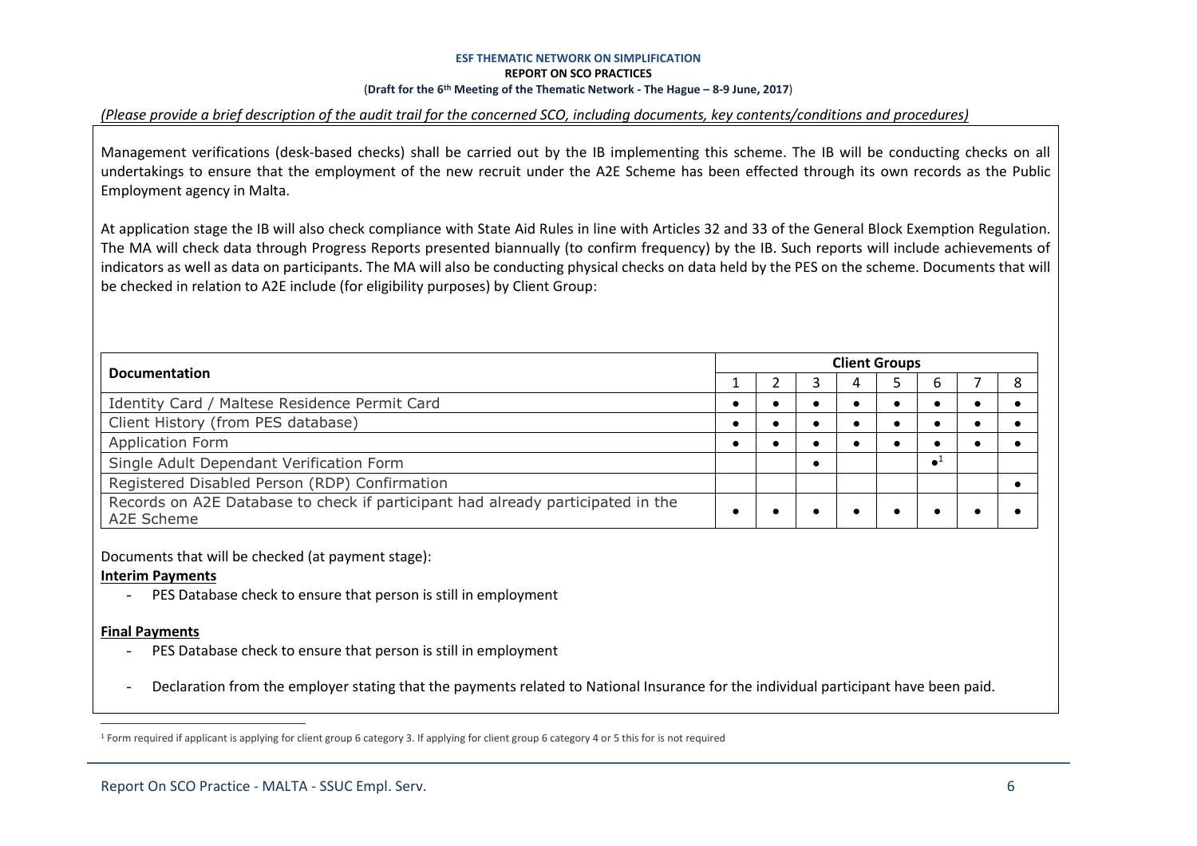*(Please provide a brief description of the audit trail for the concerned SCO, including documents, key contents/conditions and procedures)*

Management verifications (desk-based checks) shall be carried out by the IB implementing this scheme. The IB will be conducting checks on all undertakings to ensure that the employment of the new recruit under the A2E Scheme has been effected through its own records as the Public Employment agency in Malta.

At application stage the IB will also check compliance with State Aid Rules in line with Articles 32 and 33 of the General Block Exemption Regulation. The MA will check data through Progress Reports presented biannually (to confirm frequency) by the IB. Such reports will include achievements of indicators as well as data on participants. The MA will also be conducting physical checks on data held by the PES on the scheme. Documents that will be checked in relation to A2E include (for eligibility purposes) by Client Group:

| Documentation | Client Groups | | | | | | | |
|---|---|---|---|---|---|---|---|---|
| | 1 | 2 | 3 | 4 | 5 | 6 | 7 | 8 |
| Identity Card / Maltese Residence Permit Card | ● | ● | ● | ● | ● | ● | ● | ● |
| Client History (from PES database) | ● | ● | ● | ● | ● | ● | ● | ● |
| Application Form | ● | ● | ● | ● | ● | ● | ● | ● |
| Single Adult Dependant Verification Form | | | ● | | | ●[1] | | |
| Registered Disabled Person (RDP) Confirmation | | | | | | | | ● |
| Records on A2E Database to check if participant had already participated in the A2E Scheme | ● | ● | ● | ● | ● | ● | ● | ● |

Documents that will be checked (at payment stage):

**Interim Payments**

- PES Database check to ensure that person is still in employment

**Final Payments**

- PES Database check to ensure that person is still in employment
- Declaration from the employer stating that the payments related to National Insurance for the individual participant have been paid.

[1] Form required if applicant is applying for client group 6 category 3. If applying for client group 6 category 4 or 5 this for is not required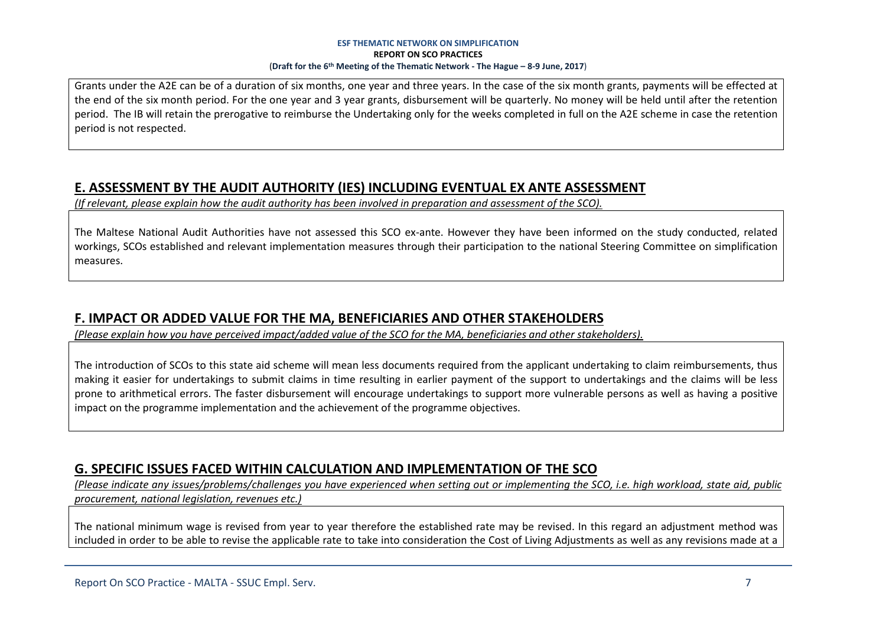Grants under the A2E can be of a duration of six months, one year and three years. In the case of the six month grants, payments will be effected at the end of the six month period. For the one year and 3 year grants, disbursement will be quarterly. No money will be held until after the retention period. The IB will retain the prerogative to reimburse the Undertaking only for the weeks completed in full on the A2E scheme in case the retention period is not respected.

## E. ASSESSMENT BY THE AUDIT AUTHORITY (IES) INCLUDING EVENTUAL EX ANTE ASSESSMENT

*(If relevant, please explain how the audit authority has been involved in preparation and assessment of the SCO).*

The Maltese National Audit Authorities have not assessed this SCO ex-ante. However they have been informed on the study conducted, related workings, SCOs established and relevant implementation measures through their participation to the national Steering Committee on simplification measures.

## F. IMPACT OR ADDED VALUE FOR THE MA, BENEFICIARIES AND OTHER STAKEHOLDERS

*(Please explain how you have perceived impact/added value of the SCO for the MA, beneficiaries and other stakeholders).*

The introduction of SCOs to this state aid scheme will mean less documents required from the applicant undertaking to claim reimbursements, thus making it easier for undertakings to submit claims in time resulting in earlier payment of the support to undertakings and the claims will be less prone to arithmetical errors. The faster disbursement will encourage undertakings to support more vulnerable persons as well as having a positive impact on the programme implementation and the achievement of the programme objectives.

## G. SPECIFIC ISSUES FACED WITHIN CALCULATION AND IMPLEMENTATION OF THE SCO

*(Please indicate any issues/problems/challenges you have experienced when setting out or implementing the SCO, i.e. high workload, state aid, public procurement, national legislation, revenues etc.)*

The national minimum wage is revised from year to year therefore the established rate may be revised. In this regard an adjustment method was included in order to be able to revise the applicable rate to take into consideration the Cost of Living Adjustments as well as any revisions made at a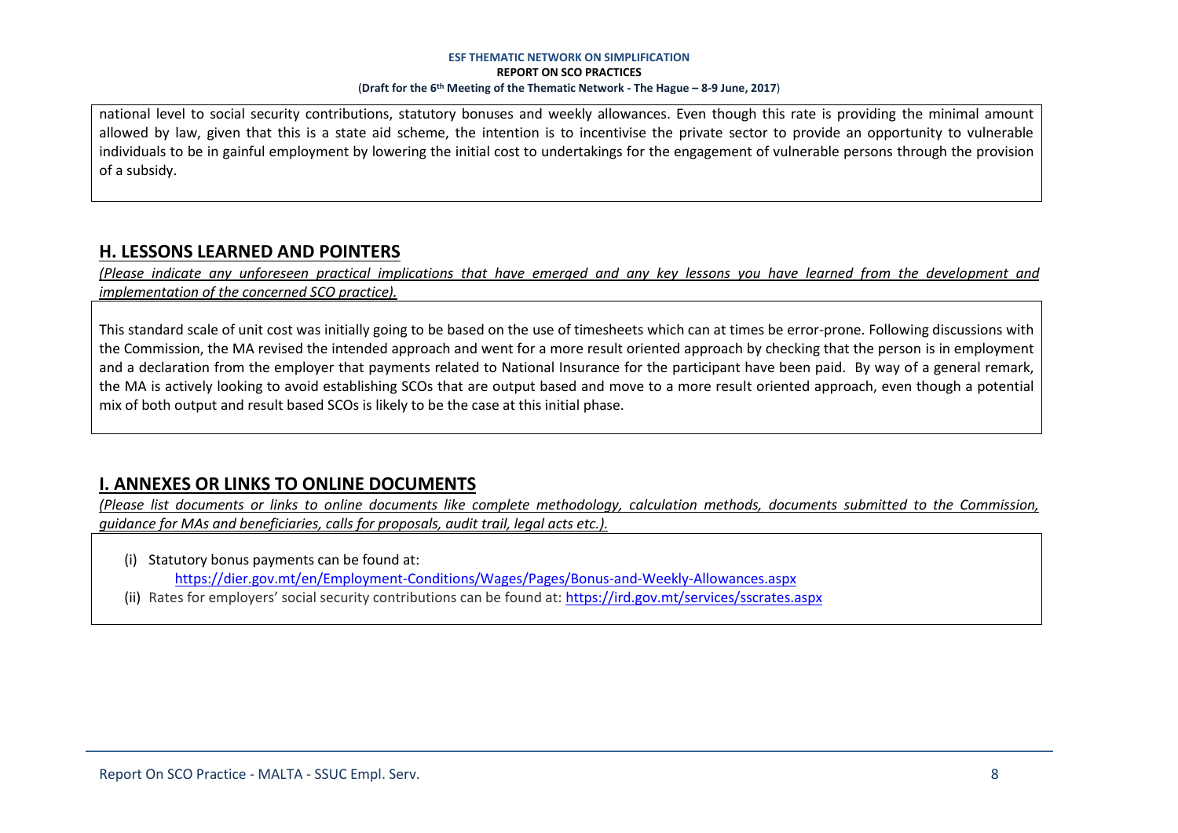national level to social security contributions, statutory bonuses and weekly allowances. Even though this rate is providing the minimal amount allowed by law, given that this is a state aid scheme, the intention is to incentivise the private sector to provide an opportunity to vulnerable individuals to be in gainful employment by lowering the initial cost to undertakings for the engagement of vulnerable persons through the provision of a subsidy.

## H. LESSONS LEARNED AND POINTERS

*(Please indicate any unforeseen practical implications that have emerged and any key lessons you have learned from the development and implementation of the concerned SCO practice).*

This standard scale of unit cost was initially going to be based on the use of timesheets which can at times be error-prone. Following discussions with the Commission, the MA revised the intended approach and went for a more result oriented approach by checking that the person is in employment and a declaration from the employer that payments related to National Insurance for the participant have been paid. By way of a general remark, the MA is actively looking to avoid establishing SCOs that are output based and move to a more result oriented approach, even though a potential mix of both output and result based SCOs is likely to be the case at this initial phase.

## I. ANNEXES OR LINKS TO ONLINE DOCUMENTS

*(Please list documents or links to online documents like complete methodology, calculation methods, documents submitted to the Commission, guidance for MAs and beneficiaries, calls for proposals, audit trail, legal acts etc.).*

(i) Statutory bonus payments can be found at:
https://dier.gov.mt/en/Employment-Conditions/Wages/Pages/Bonus-and-Weekly-Allowances.aspx

(ii) Rates for employers' social security contributions can be found at: https://ird.gov.mt/services/sscrates.aspx